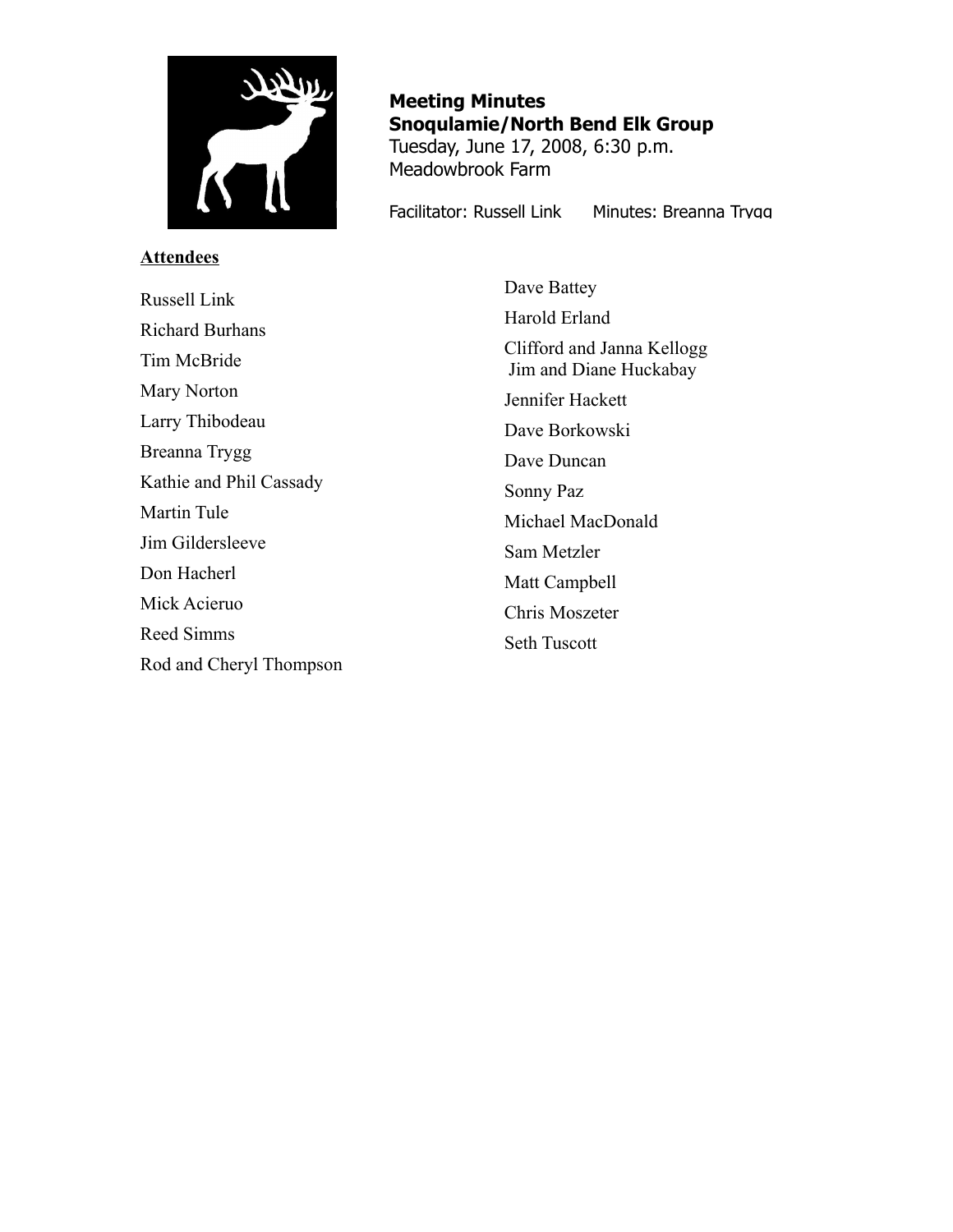**Meeting Minutes**
**Snoqulamie/North Bend Elk Group**
Tuesday, June 17, 2008, 6:30 p.m.
Meadowbrook Farm

Facilitator: Russell Link      Minutes: Breanna Trygg

**Attendees**

Russell Link
Richard Burhans
Tim McBride
Mary Norton
Larry Thibodeau
Breanna Trygg
Kathie and Phil Cassady
Martin Tule
Jim Gildersleeve
Don Hacherl
Mick Acieruo
Reed Simms
Rod and Cheryl Thompson
Dave Battey
Harold Erland
Clifford and Janna Kellogg
Jim and Diane Huckabay
Jennifer Hackett
Dave Borkowski
Dave Duncan
Sonny Paz
Michael MacDonald
Sam Metzler
Matt Campbell
Chris Moszeter
Seth Tuscott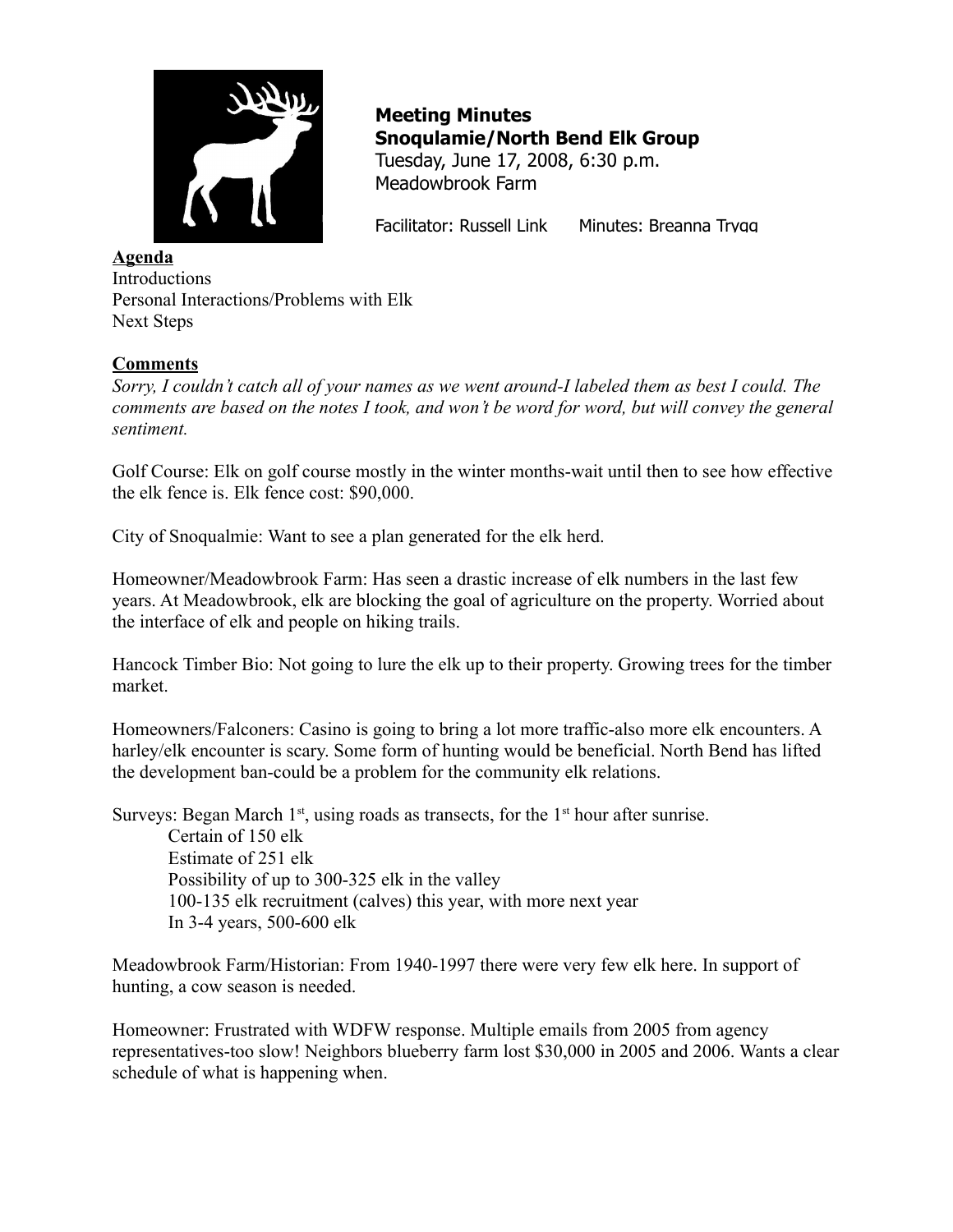**Meeting Minutes**
**Snoqulamie/North Bend Elk Group**
Tuesday, June 17, 2008, 6:30 p.m.
Meadowbrook Farm

Facilitator: Russell Link Minutes: Breanna Trygg

**Agenda**
Introductions
Personal Interactions/Problems with Elk
Next Steps

**Comments**
*Sorry, I couldn't catch all of your names as we went around-I labeled them as best I could. The comments are based on the notes I took, and won't be word for word, but will convey the general sentiment.*

Golf Course: Elk on golf course mostly in the winter months-wait until then to see how effective the elk fence is. Elk fence cost: $90,000.

City of Snoqualmie: Want to see a plan generated for the elk herd.

Homeowner/Meadowbrook Farm: Has seen a drastic increase of elk numbers in the last few years. At Meadowbrook, elk are blocking the goal of agriculture on the property. Worried about the interface of elk and people on hiking trails.

Hancock Timber Bio: Not going to lure the elk up to their property. Growing trees for the timber market.

Homeowners/Falconers: Casino is going to bring a lot more traffic-also more elk encounters. A harley/elk encounter is scary. Some form of hunting would be beneficial. North Bend has lifted the development ban-could be a problem for the community elk relations.

Surveys: Began March 1st, using roads as transects, for the 1st hour after sunrise.

- Certain of 150 elk
- Estimate of 251 elk
- Possibility of up to 300-325 elk in the valley
- 100-135 elk recruitment (calves) this year, with more next year
- In 3-4 years, 500-600 elk

Meadowbrook Farm/Historian: From 1940-1997 there were very few elk here. In support of hunting, a cow season is needed.

Homeowner: Frustrated with WDFW response. Multiple emails from 2005 from agency representatives-too slow! Neighbors blueberry farm lost $30,000 in 2005 and 2006. Wants a clear schedule of what is happening when.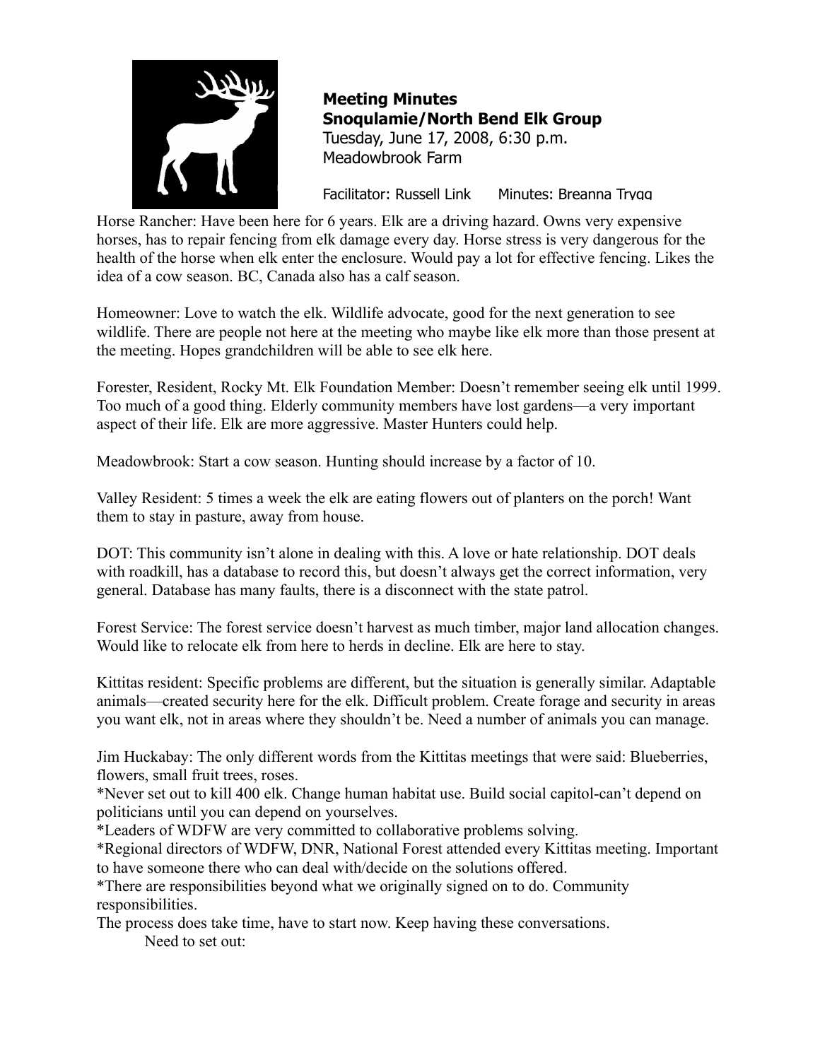**Meeting Minutes**
**Snoqulamie/North Bend Elk Group**
Tuesday, June 17, 2008, 6:30 p.m.
Meadowbrook Farm

Facilitator: Russell Link Minutes: Breanna Trygg

Horse Rancher: Have been here for 6 years. Elk are a driving hazard. Owns very expensive horses, has to repair fencing from elk damage every day. Horse stress is very dangerous for the health of the horse when elk enter the enclosure. Would pay a lot for effective fencing. Likes the idea of a cow season. BC, Canada also has a calf season.

Homeowner: Love to watch the elk. Wildlife advocate, good for the next generation to see wildlife. There are people not here at the meeting who maybe like elk more than those present at the meeting. Hopes grandchildren will be able to see elk here.

Forester, Resident, Rocky Mt. Elk Foundation Member: Doesn't remember seeing elk until 1999. Too much of a good thing. Elderly community members have lost gardens—a very important aspect of their life. Elk are more aggressive. Master Hunters could help.

Meadowbrook: Start a cow season. Hunting should increase by a factor of 10.

Valley Resident: 5 times a week the elk are eating flowers out of planters on the porch! Want them to stay in pasture, away from house.

DOT: This community isn't alone in dealing with this. A love or hate relationship. DOT deals with roadkill, has a database to record this, but doesn't always get the correct information, very general. Database has many faults, there is a disconnect with the state patrol.

Forest Service: The forest service doesn't harvest as much timber, major land allocation changes. Would like to relocate elk from here to herds in decline. Elk are here to stay.

Kittitas resident: Specific problems are different, but the situation is generally similar. Adaptable animals—created security here for the elk. Difficult problem. Create forage and security in areas you want elk, not in areas where they shouldn't be. Need a number of animals you can manage.

Jim Huckabay: The only different words from the Kittitas meetings that were said: Blueberries, flowers, small fruit trees, roses.
*Never set out to kill 400 elk. Change human habitat use. Build social capitol-can't depend on politicians until you can depend on yourselves.
*Leaders of WDFW are very committed to collaborative problems solving.
*Regional directors of WDFW, DNR, National Forest attended every Kittitas meeting. Important to have someone there who can deal with/decide on the solutions offered.
*There are responsibilities beyond what we originally signed on to do. Community responsibilities.
The process does take time, have to start now. Keep having these conversations.
Need to set out: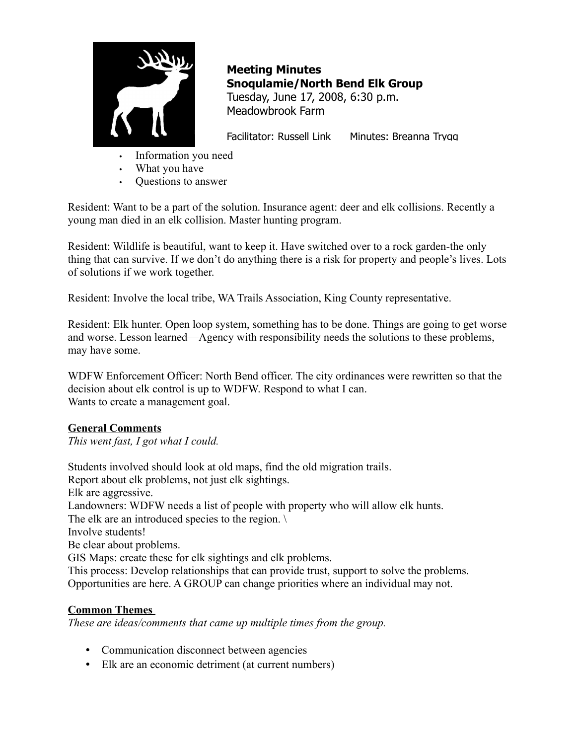**Meeting Minutes**
**Snoqulamie/North Bend Elk Group**
Tuesday, June 17, 2008, 6:30 p.m.
Meadowbrook Farm

Facilitator: Russell Link Minutes: Breanna Trygg

- Information you need
- What you have
- Questions to answer

Resident: Want to be a part of the solution. Insurance agent: deer and elk collisions. Recently a young man died in an elk collision. Master hunting program.

Resident: Wildlife is beautiful, want to keep it. Have switched over to a rock garden-the only thing that can survive. If we don't do anything there is a risk for property and people's lives. Lots of solutions if we work together.

Resident: Involve the local tribe, WA Trails Association, King County representative.

Resident: Elk hunter. Open loop system, something has to be done. Things are going to get worse and worse. Lesson learned—Agency with responsibility needs the solutions to these problems, may have some.

WDFW Enforcement Officer: North Bend officer. The city ordinances were rewritten so that the decision about elk control is up to WDFW. Respond to what I can.
Wants to create a management goal.

**General Comments**
*This went fast, I got what I could.*

Students involved should look at old maps, find the old migration trails.
Report about elk problems, not just elk sightings.
Elk are aggressive.
Landowners: WDFW needs a list of people with property who will allow elk hunts.
The elk are an introduced species to the region. \
Involve students!
Be clear about problems.
GIS Maps: create these for elk sightings and elk problems.
This process: Develop relationships that can provide trust, support to solve the problems.
Opportunities are here. A GROUP can change priorities where an individual may not.

**Common Themes**
*These are ideas/comments that came up multiple times from the group.*

- Communication disconnect between agencies
- Elk are an economic detriment (at current numbers)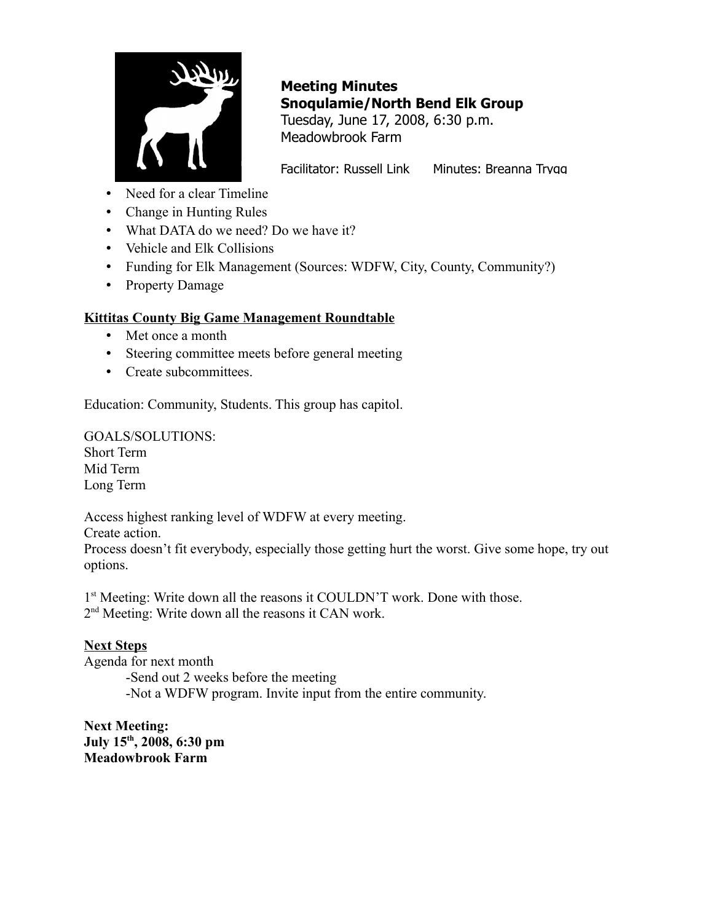**Meeting Minutes**
**Snoqulamie/North Bend Elk Group**
Tuesday, June 17, 2008, 6:30 p.m.
Meadowbrook Farm

Facilitator: Russell Link  Minutes: Breanna Trygg

- Need for a clear Timeline
- Change in Hunting Rules
- What DATA do we need? Do we have it?
- Vehicle and Elk Collisions
- Funding for Elk Management (Sources: WDFW, City, County, Community?)
- Property Damage

**Kittitas County Big Game Management Roundtable**

- Met once a month
- Steering committee meets before general meeting
- Create subcommittees.

Education: Community, Students. This group has capitol.

GOALS/SOLUTIONS:
Short Term
Mid Term
Long Term

Access highest ranking level of WDFW at every meeting.
Create action.
Process doesn't fit everybody, especially those getting hurt the worst. Give some hope, try out options.

1st Meeting: Write down all the reasons it COULDN'T work. Done with those.
2nd Meeting: Write down all the reasons it CAN work.

**Next Steps**

Agenda for next month
 -Send out 2 weeks before the meeting
 -Not a WDFW program. Invite input from the entire community.

**Next Meeting:**
**July 15th, 2008, 6:30 pm**
**Meadowbrook Farm**